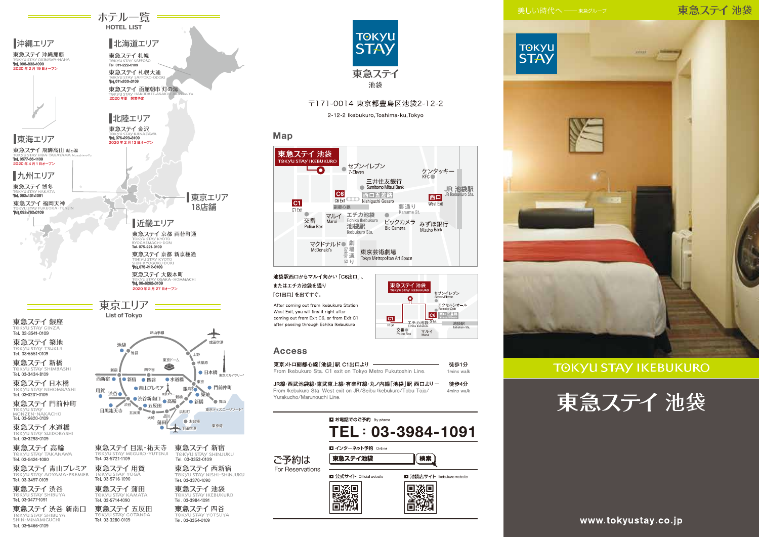# ホテル一覧
HOTEL LIST

## 沖縄エリア

東急ステイ 沖縄那覇
TOKYU STAY OKINAWA-NAHA
Tel. 098-833-1090
2020年2月19日オープン

## 北海道エリア

東急ステイ 札幌
TOKYU STAY SAPPORO
Tel. 011-222-0109

東急ステイ 札幌大通
TOKYU STAY SAPPORO-ODORI
Tel. 011-200-3109

東急ステイ 函館朝市 灯の湯
TOKYU STAY HAKODATE-ASAICHI Akari-no-Yu
2020年夏 開業予定

## 北陸エリア

東急ステイ 金沢
TOKYU STAY KANAZAWA
Tel. 076-223-8109
2020年2月13日オープン

## 東海エリア

東急ステイ 飛騨高山 結の湯
TOKYU STAY HIDA-TAKAYAMA Musubi-no-Yu
Tel. 0577-36-1109
2020年4月1日オープン

## 九州エリア

東急ステイ 博多
TOKYU STAY HAKATA
Tel. 092-431-1091

東急ステイ 福岡天神
TOKYU STAY FUKUOKA-TENJIN
Tel. 092-762-0109

## 東京エリア
18店舗

## 近畿エリア

東急ステイ 京都 両替町通
TOKYU STAY KYOTO RYOGAEMACHI-DORI
Tel. 075-221-0109

東急ステイ 京都 新京極通
TOKYU STAY KYOTO SHIN-KYOGOKU-DORI
Tel. 075-212-0109

東急ステイ 大阪本町
TOKYU STAY OSAKA-HOMMACHI
Tel. 06-6262-0109
2020年2月27日オープン

# 東京エリア
List of Tokyo

東急ステイ 銀座
TOKYU STAY GINZA
Tel. 03-3541-0109

東急ステイ 築地
TOKYU STAY TSUKIJI
Tel. 03-5551-0109

東急ステイ 新橋
TOKYU STAY SHIMBASHI
Tel. 03-3434-8109

東急ステイ 日本橋
TOKYU STAY NIHOMBASHI
Tel. 03-3231-0109

東急ステイ 門前仲町
TOKYU STAY MONZEN-NAKACHO
Tel. 03-5620-0109

東急ステイ 水道橋
TOKYU STAY SUIDOBASHI
Tel. 03-3293-0109

東急ステイ 高輪
TOKYU STAY TAKANAWA
Tel. 03-5424-1090

東急ステイ 青山プレミア
TOKYU STAY AOYAMA-PREMIER
Tel. 03-3497-0109

東急ステイ 渋谷
TOKYU STAY SHIBUYA
Tel. 03-3477-1091

東急ステイ 渋谷 新南口
TOKYU STAY SHIBUYA SHIN-MINAMIGUCHI
Tel. 03-5466-0109

東急ステイ 目黒・祐天寺
TOKYU STAY MEGURO-YUTENJI
Tel. 03-5721-1109

東急ステイ 用賀
TOKYU STAY YOGA
Tel. 03-5716-1090

東急ステイ 蒲田
TOKYU STAY KAMATA
Tel. 03-5714-1090

東急ステイ 五反田
TOKYU STAY GOTANDA
Tel. 03-3280-0109

東急ステイ 新宿
TOKYU STAY SHINJUKU
Tel. 03-3353-0109

東急ステイ 西新宿
TOKYU STAY NISHI-SHINJUKU
Tel. 03-3370-1090

東急ステイ 池袋
TOKYU STAY IKEBUKURO
Tel. 03-3984-1091

東急ステイ 四谷
TOKYU STAY YOTSUYA
Tel. 03-3354-0109

---

TOKYU STAY
東急ステイ
池袋

〒171-0014 東京都豊島区池袋2-12-2
2-12-2 Ikebukuro,Toshima-ku,Tokyo

## Map

池袋駅西口からマルイ向かい「C6出口」、またはエチカ池袋を通り「C1出口」を出てすぐ。

After coming out from Ikebukuro Station West Exit, you will find it right after coming out from Exit C6, or from Exit C1 after passing through Echika Ikebukuro

## Access

東京メトロ副都心線「池袋」駅 C1出口より —— 徒歩1分
From Ikebukuro Sta. C1 exit on Tokyo Metro Fukutoshin Line. —— 1mins walk

JR線・西武池袋線・東武東上線・有楽町線・丸ノ内線「池袋」駅 西口より —— 徒歩4分
From Ikebukuro Sta. West exit on JR/Seibu Ikebukuro/Tobu Tojo/Yurakucho/Marunouchi Line. —— 4mins walk

## ご予約は
For Reservations

■ お電話でのご予約 By phone
**TEL : 03-3984-1091**

■ インターネット予約 Online
東急ステイ池袋 [検索]

■ 公式サイト Official website
■ 池袋店サイト Ikebukuro website

---

美しい時代へ —— 東急グループ

東急ステイ 池袋

TOKYU STAY

TOKYU STAY IKEBUKURO

# 東急ステイ 池袋

www.tokyustay.co.jp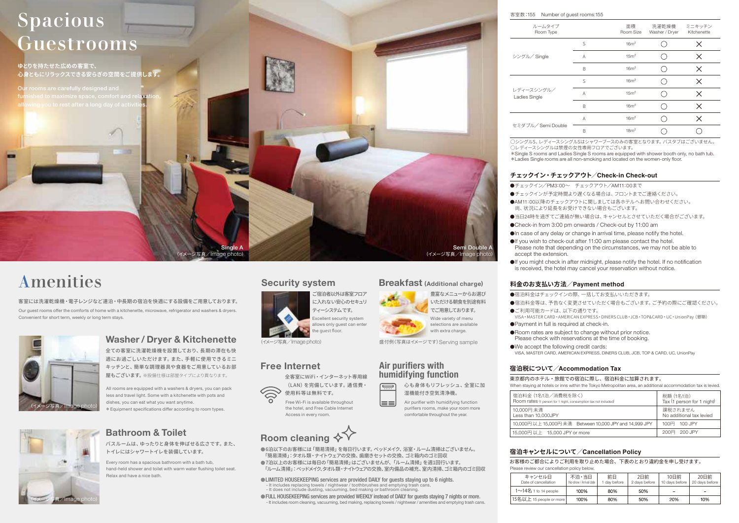# Spacious Guestrooms

ゆとりを持たせた広めの客室で、
心身ともにリラックスできる安らぎの空間をご提供します。

Our rooms are carefully designed and furnished to maximize space, comfort and relaxation, allowing you to rest after a long day of activities.

Single A
(イメージ写真／Image photo)

Semi Double A
(イメージ写真／Image photo)

客室数：155　Number of guest rooms:155

| ルームタイプ Room Type | | 面積 Room Size | 洗濯乾燥機 Washer / Dryer | ミニキッチン Kitchenette |
|---|---|---|---|---|
| シングル／Single | S | 16m² | ○ | × |
| | A | 15m² | ○ | × |
| | B | 16m² | ○ | × |
| レディースシングル／Ladies Single | S | 16m² | ○ | × |
| | A | 15m² | ○ | × |
| | B | 16m² | ○ | × |
| セミダブル／Semi Double | A | 16m² | ○ | × |
| | B | 18m² | ○ | ○ |

○シングルS、レディースシングルSはシャワーブースのみの客室となります。バスタブはございません。
○レディースシングルは禁煙の女性専用フロアでございます。
*Single S rooms and Ladies Single S rooms are equipped with shower booth only, no bath tub.
*Ladies Single rooms are all non-smoking and located on the women-only floor.

## チェックイン・チェックアウト／Check-in Check-out

- チェックイン／PM3:00〜　チェックアウト／AM11:00まで
- チェックインが予定時間より遅くなる場合は、フロントまでご連絡ください。
- AM11:00以降のチェックアウトに関しましては各ホテルへお問い合わせください。
  尚、状況により延長をお受けできない場合もございます。
- 当日24時を過ぎてご連絡が無い場合は、キャンセルとさせていただく場合がございます。
- Check-in from 3:00 pm onwards / Check-out by 11:00 am
- In case of any delay or change in arrival time, please notify the hotel.
- If you wish to check-out after 11:00 am please contact the hotel.
  Please note that depending on the circumstances, we may not be able to accept the extension.
- If you might check in after midnight, please notify the hotel. If no notification is received, the hotel may cancel your reservation without notice.

## 料金のお支払い方法／Payment method

- 宿泊料金はチェックインの際、一括してお支払いいただきます。
- 宿泊料金等は、予告なく変更させていただく場合もございます。ご予約の際にご確認ください。
- ご利用可能カードは、以下の通りです。
  VISA・MASTER CARD・AMERICAN EXPRESS・DINERS CLUB・JCB・TOP&CARD・UC・UnionPay（銀聯）
- Payment in full is required at check-in.
- Room rates are subject to change without prior notice.
  Please check with reservations at the time of booking.
- We accept the following credit cards:
  VISA, MASTER CARD, AMERICAN EXPRESS, DINERS CLUB, JCB, TOP & CARD, UC, UnionPay

## 宿泊税について／Accommodation Tax

東京都内のホテル・旅館での宿泊に際し、宿泊税金に加算されます。
When staying at hotels or inns within the Tokyo Metropolitan area, an additional accommodation tax is levied.

| 宿泊料金（1名1泊／消費税を除く） Room rates (1 person for 1 night, consumption tax not included) | 税額（1名1泊） Tax (1 person for 1 night) |
|---|---|
| 10,000円未満 Less than 10,000JPY | 課税されません No additional tax levied |
| 10,000円以上 15,000円未満　Between 10,000 JPY and 14,999 JPY | 100円　100 JPY |
| 15,000円以上　15,000 JPY or more | 200円　200 JPY |

## 宿泊キャンセルについて／Cancellation Policy

お客様のご都合によりご利用を取り止めた場合、下表のとおり違約金を申し受けます。
Please review our cancellation policy below.

| キャンセル日 Date of cancellation | 不泊・当日 No show / Arrival date | 前日 1 day before | 2日前 2 days before | 10日前 10 days before | 20日前 20 days before |
|---|---|---|---|---|---|
| 1〜14名 1 to 14 people | 100% | 80% | 50% | – | – |
| 15名以上 15 people or more | 100% | 80% | 50% | 20% | 10% |

# Amenities

客室には洗濯乾燥機・電子レンジなど連泊・中長期の宿泊を快適にする設備をご用意しております。
Our guest rooms offer the comforts of home with a kitchenette, microwave, refrigerator and washers & dryers. Convenient for short term, weekly or long term stays.

## Washer / Dryer & Kitchenette

全ての客室に洗濯乾燥機を設置しており、長期の滞在も快適にお過ごしいただけます。また、手軽に使用できるミニキッチンと、簡単な調理器具や食器をご用意しているお部屋もございます。※設備仕様は部屋タイプにより異なります。

All rooms are equipped with a washers & dryers, you can pack less and travel light. Some with a kitchenette with pots and dishes, you can eat what you want anytime.
* Equipment specifications differ according to room types.

(イメージ写真／Image photo)

## Bathroom & Toilet

バスルームは、ゆったりと身体を伸ばせる広さです。また、トイレにはシャワートイレを装備しています。

Every room has a spacious bathroom with a bath tub, hand-held shower and toilet with warm water flushing toilet seat. Relax and have a nice bath.

(イメージ写真／Image photo)

## Security system

ご宿泊者以外は客室フロアに入れない安心のセキュリティーシステムです。

Excellent security system allows only guest can enter the guest floor.

(イメージ写真／Image photo)

## Breakfast (Additional charge)

豊富なメニューからお選びいただける朝食を別途有料でご用意しております。

Wide variety of menu selections are available with extra charge.

盛付例（写真はイメージです）Serving sample

## Free Internet

全客室にWiFi・インターネット専用線（LAN）を完備しています。通信費・使用料等は無料です。

Free Wi-Fi is available throughout the hotel, and Free Cable Internet Access in every room.

## Air purifiers with humidifying function

心も身体もリフレッシュ、全室に加湿機能付き空気清浄機。

Air purifier with humidifying function purifiers rooms, make your room more comfortable throughout the year.

## Room cleaning

- 6泊以下のお客様には「簡易清掃」を毎日行います。ベッドメイク、浴室・ルーム清掃はございません。
  「簡易清掃」：タオル類・ナイトウェアの交換、歯磨きセットの交換、ゴミ箱内のゴミ回収
- 7泊以上のお客様には毎日の「簡易清掃」はございませんが、「ルーム清掃」を週1回行います。
  「ルーム清掃」：ベッドメイク、タオル類・ナイトウェアの交換、室内備品の補充、室内清掃、ゴミ箱内のゴミ回収
- LIMITED HOUSEKEEPING services are provided DAILY for guests staying up to 6 nights.
  - It includes replacing towels / nightwear / toothbrushes and emptying trash cans.
  - It does not include dusting, vacuuming, bed making or bathroom cleaning.
- FULL HOUSEKEEPING services are provided WEEKLY instead of DAILY for guests staying 7 nights or more.
  - It includes room cleaning, vacuuming, bed making, replacing towels / nightwear / amenities and emptying trash cans.